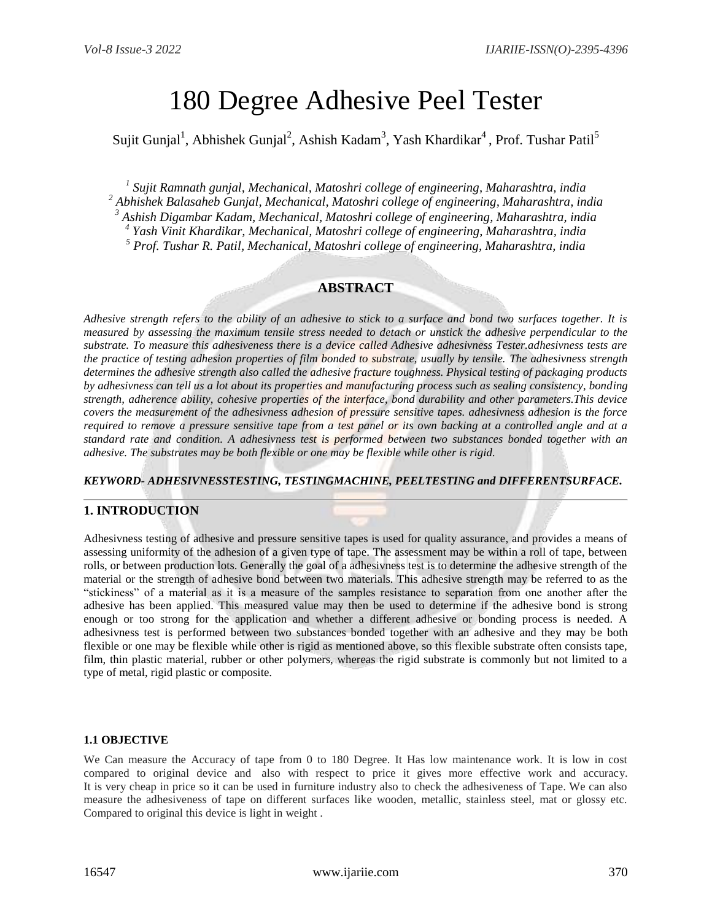# 180 Degree Adhesive Peel Tester

Sujit Gunjal[1], Abhishek Gunjal[2], Ashish Kadam[3], Yash Khardikar[4] , Prof. Tushar Patil[5]

*[1] Sujit Ramnath gunjal, Mechanical, Matoshri college of engineering, Maharashtra, india*
*[2] Abhishek Balasaheb Gunjal, Mechanical, Matoshri college of engineering, Maharashtra, india*
*[3] Ashish Digambar Kadam, Mechanical, Matoshri college of engineering, Maharashtra, india*
*[4] Yash Vinit Khardikar, Mechanical, Matoshri college of engineering, Maharashtra, india*
*[5] Prof. Tushar R. Patil, Mechanical, Matoshri college of engineering, Maharashtra, india*

## ABSTRACT

*Adhesive strength refers to the ability of an adhesive to stick to a surface and bond two surfaces together. It is measured by assessing the maximum tensile stress needed to detach or unstick the adhesive perpendicular to the substrate. To measure this adhesiveness there is a device called Adhesive adhesivness Tester.adhesivness tests are the practice of testing adhesion properties of film bonded to substrate, usually by tensile. The adhesivness strength determines the adhesive strength also called the adhesive fracture toughness. Physical testing of packaging products by adhesivness can tell us a lot about its properties and manufacturing process such as sealing consistency, bonding strength, adherence ability, cohesive properties of the interface, bond durability and other parameters.This device covers the measurement of the adhesivness adhesion of pressure sensitive tapes. adhesivness adhesion is the force required to remove a pressure sensitive tape from a test panel or its own backing at a controlled angle and at a standard rate and condition. A adhesivness test is performed between two substances bonded together with an adhesive. The substrates may be both flexible or one may be flexible while other is rigid.*

***KEYWORD- ADHESIVNESSTESTING, TESTINGMACHINE, PEELTESTING and DIFFERENTSURFACE.***

## 1. INTRODUCTION

Adhesivness testing of adhesive and pressure sensitive tapes is used for quality assurance, and provides a means of assessing uniformity of the adhesion of a given type of tape. The assessment may be within a roll of tape, between rolls, or between production lots. Generally the goal of a adhesivness test is to determine the adhesive strength of the material or the strength of adhesive bond between two materials. This adhesive strength may be referred to as the "stickiness" of a material as it is a measure of the samples resistance to separation from one another after the adhesive has been applied. This measured value may then be used to determine if the adhesive bond is strong enough or too strong for the application and whether a different adhesive or bonding process is needed. A adhesivness test is performed between two substances bonded together with an adhesive and they may be both flexible or one may be flexible while other is rigid as mentioned above, so this flexible substrate often consists tape, film, thin plastic material, rubber or other polymers, whereas the rigid substrate is commonly but not limited to a type of metal, rigid plastic or composite.

### 1.1 OBJECTIVE

We Can measure the Accuracy of tape from 0 to 180 Degree. It Has low maintenance work. It is low in cost compared to original device and also with respect to price it gives more effective work and accuracy. It is very cheap in price so it can be used in furniture industry also to check the adhesiveness of Tape. We can also measure the adhesiveness of tape on different surfaces like wooden, metallic, stainless steel, mat or glossy etc. Compared to original this device is light in weight .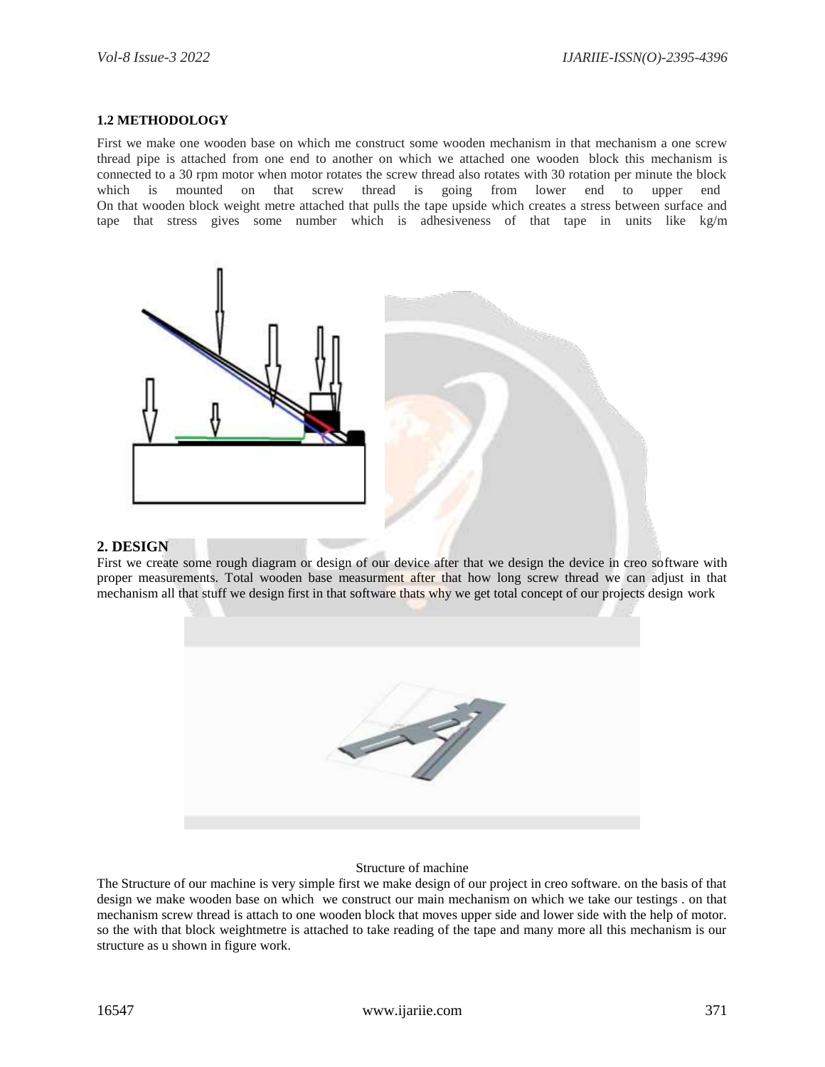### 1.2 METHODOLOGY

First we make one wooden base on which me construct some wooden mechanism in that mechanism a one screw thread pipe is attached from one end to another on which we attached one wooden block this mechanism is connected to a 30 rpm motor when motor rotates the screw thread also rotates with 30 rotation per minute the block which is mounted on that screw thread is going from lower end to upper end On that wooden block weight metre attached that pulls the tape upside which creates a stress between surface and tape that stress gives some number which is adhesiveness of that tape in units like kg/m

## 2. DESIGN

First we create some rough diagram or design of our device after that we design the device in creo software with proper measurements. Total wooden base measurment after that how long screw thread we can adjust in that mechanism all that stuff we design first in that software thats why we get total concept of our projects design work

Structure of machine

The Structure of our machine is very simple first we make design of our project in creo software. on the basis of that design we make wooden base on which we construct our main mechanism on which we take our testings . on that mechanism screw thread is attach to one wooden block that moves upper side and lower side with the help of motor. so the with that block weightmetre is attached to take reading of the tape and many more all this mechanism is our structure as u shown in figure work.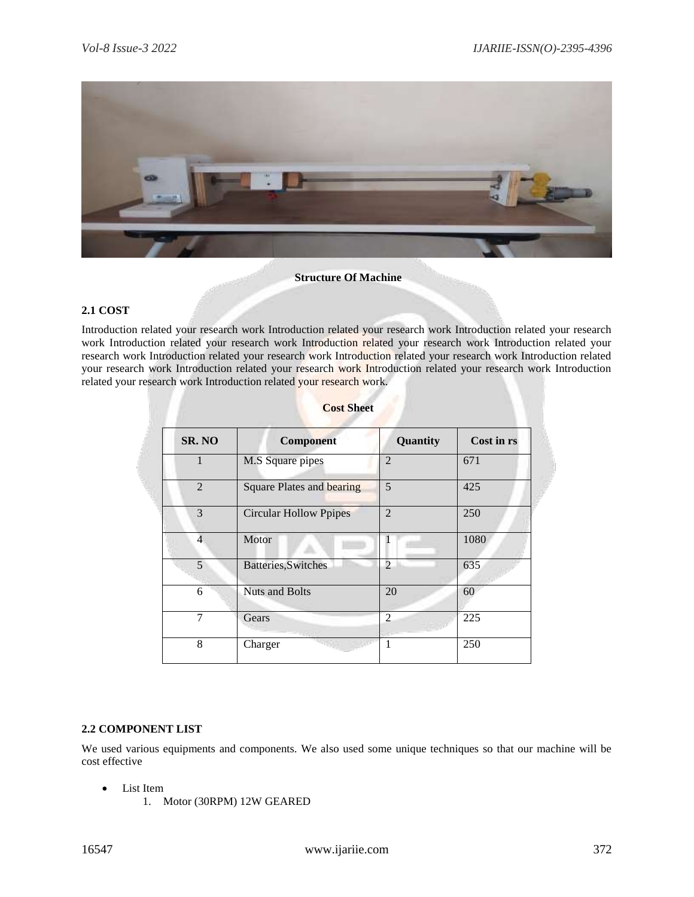**Structure Of Machine**

### 2.1 COST

Introduction related your research work Introduction related your research work Introduction related your research work Introduction related your research work Introduction related your research work Introduction related your research work Introduction related your research work Introduction related your research work Introduction related your research work Introduction related your research work Introduction related your research work Introduction related your research work Introduction related your research work Introduction related your research work.

**Cost Sheet**

| SR. NO | Component | Quantity | Cost in rs |
|---|---|---|---|
| 1 | M.S Square pipes | 2 | 671 |
| 2 | Square Plates and bearing | 5 | 425 |
| 3 | Circular Hollow Ppipes | 2 | 250 |
| 4 | Motor | 1 | 1080 |
| 5 | Batteries,Switches | 2 | 635 |
| 6 | Nuts and Bolts | 20 | 60 |
| 7 | Gears | 2 | 225 |
| 8 | Charger | 1 | 250 |

### 2.2 COMPONENT LIST

We used various equipments and components. We also used some unique techniques so that our machine will be cost effective

- List Item
    1. Motor (30RPM) 12W GEARED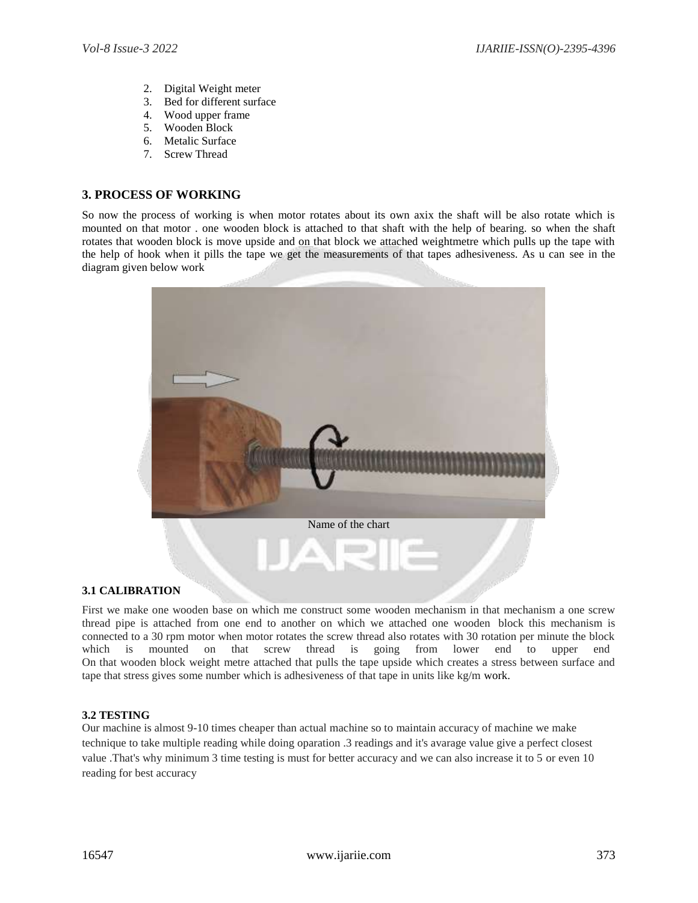2. Digital Weight meter
3. Bed for different surface
4. Wood upper frame
5. Wooden Block
6. Metalic Surface
7. Screw Thread

## 3. PROCESS OF WORKING

So now the process of working is when motor rotates about its own axix the shaft will be also rotate which is mounted on that motor . one wooden block is attached to that shaft with the help of bearing. so when the shaft rotates that wooden block is move upside and on that block we attached weightmetre which pulls up the tape with the help of hook when it pills the tape we get the measurements of that tapes adhesiveness. As u can see in the diagram given below work

Name of the chart

### 3.1 CALIBRATION

First we make one wooden base on which me construct some wooden mechanism in that mechanism a one screw thread pipe is attached from one end to another on which we attached one wooden block this mechanism is connected to a 30 rpm motor when motor rotates the screw thread also rotates with 30 rotation per minute the block which is mounted on that screw thread is going from lower end to upper end
On that wooden block weight metre attached that pulls the tape upside which creates a stress between surface and tape that stress gives some number which is adhesiveness of that tape in units like kg/m work.

### 3.2 TESTING

Our machine is almost 9-10 times cheaper than actual machine so to maintain accuracy of machine we make technique to take multiple reading while doing oparation .3 readings and it's avarage value give a perfect closest value .That's why minimum 3 time testing is must for better accuracy and we can also increase it to 5 or even 10 reading for best accuracy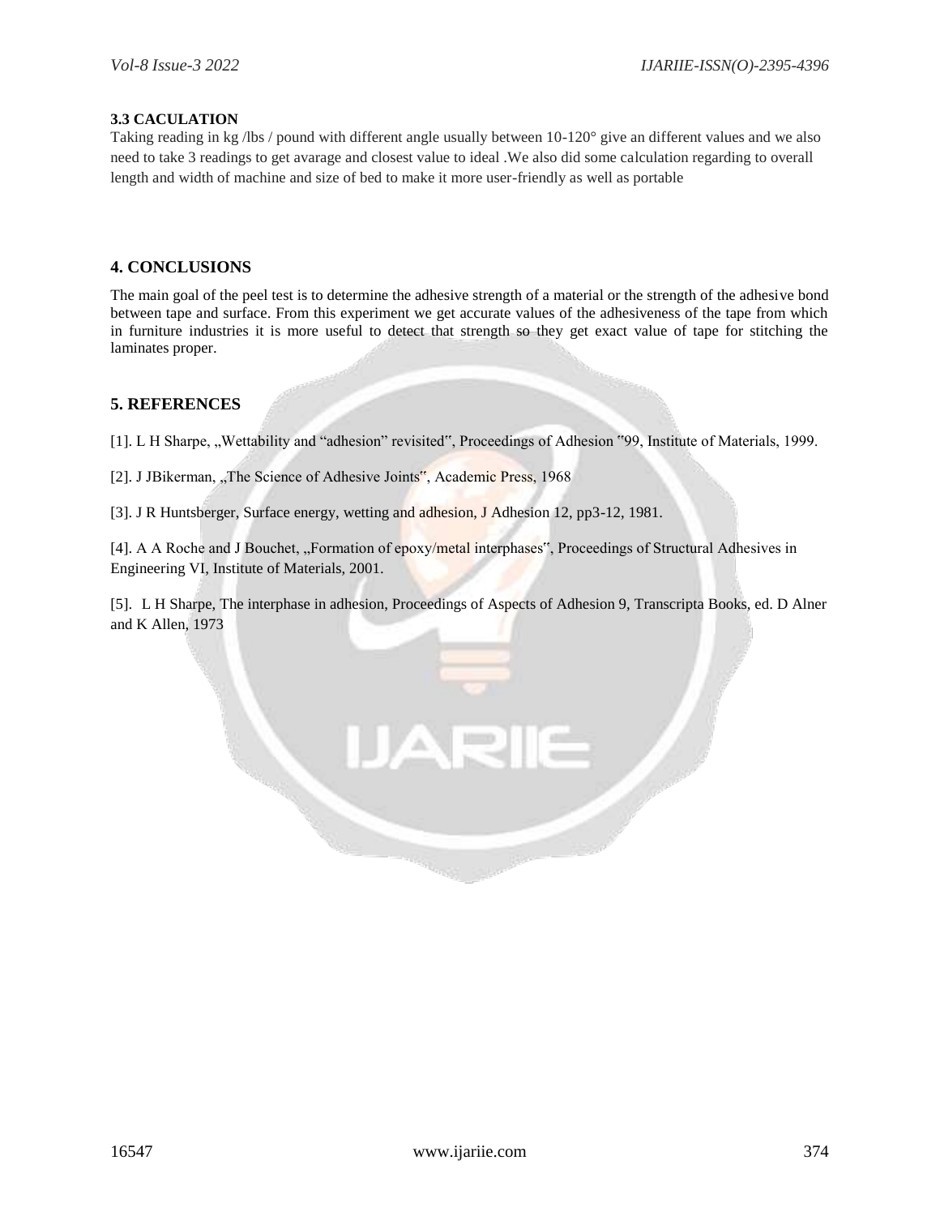### 3.3 CACULATION

Taking reading in kg /lbs / pound with different angle usually between 10-120° give an different values and we also need to take 3 readings to get avarage and closest value to ideal .We also did some calculation regarding to overall length and width of machine and size of bed to make it more user-friendly as well as portable

## 4. CONCLUSIONS

The main goal of the peel test is to determine the adhesive strength of a material or the strength of the adhesive bond between tape and surface. From this experiment we get accurate values of the adhesiveness of the tape from which in furniture industries it is more useful to detect that strength so they get exact value of tape for stitching the laminates proper.

## 5. REFERENCES

[1]. L H Sharpe, „Wettability and "adhesion" revisited", Proceedings of Adhesion "99, Institute of Materials, 1999.

[2]. J JBikerman, „The Science of Adhesive Joints", Academic Press, 1968

[3]. J R Huntsberger, Surface energy, wetting and adhesion, J Adhesion 12, pp3-12, 1981.

[4]. A A Roche and J Bouchet, „Formation of epoxy/metal interphases", Proceedings of Structural Adhesives in Engineering VI, Institute of Materials, 2001.

[5]. L H Sharpe, The interphase in adhesion, Proceedings of Aspects of Adhesion 9, Transcripta Books, ed. D Alner and K Allen, 1973